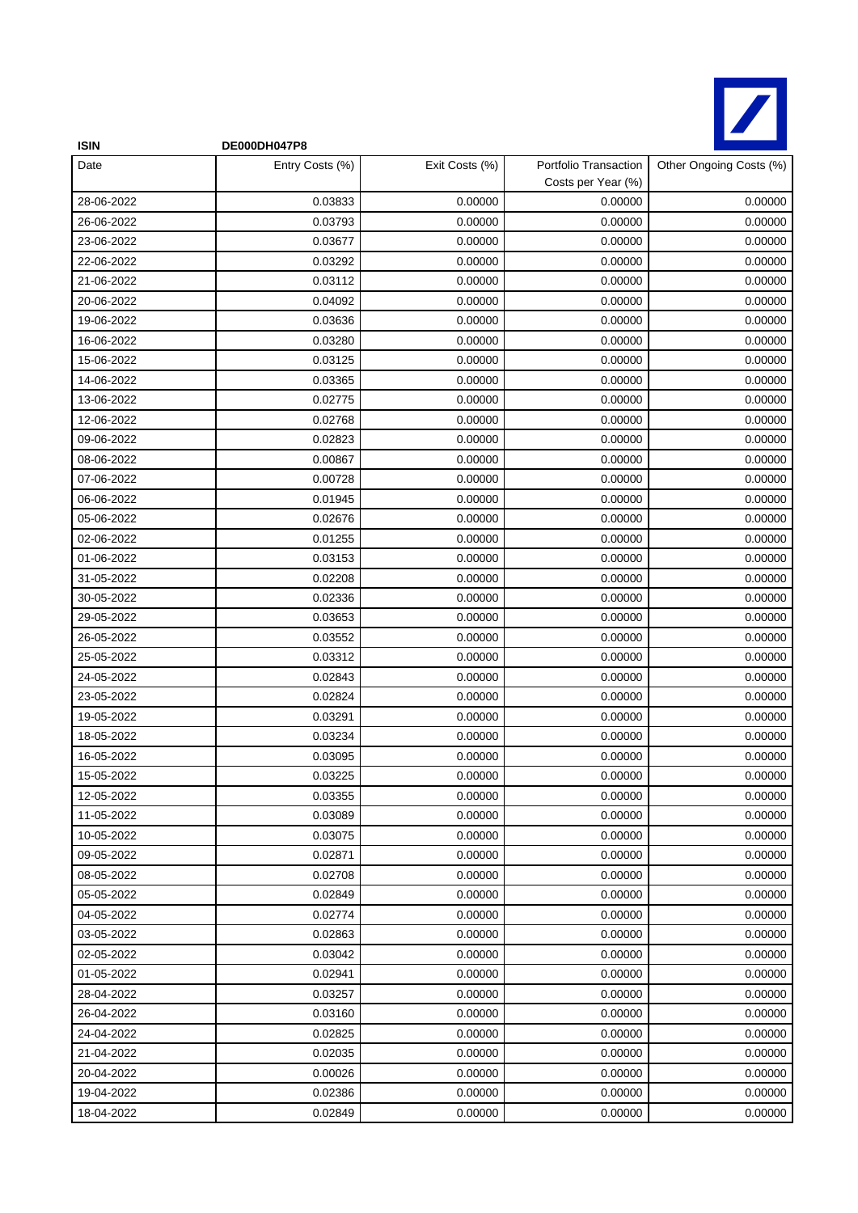**ISIN** **DE000DH047P8**

| Date | Entry Costs (%) | Exit Costs (%) | Portfolio Transaction Costs per Year (%) | Other Ongoing Costs (%) |
|---|---|---|---|---|
| 28-06-2022 | 0.03833 | 0.00000 | 0.00000 | 0.00000 |
| 26-06-2022 | 0.03793 | 0.00000 | 0.00000 | 0.00000 |
| 23-06-2022 | 0.03677 | 0.00000 | 0.00000 | 0.00000 |
| 22-06-2022 | 0.03292 | 0.00000 | 0.00000 | 0.00000 |
| 21-06-2022 | 0.03112 | 0.00000 | 0.00000 | 0.00000 |
| 20-06-2022 | 0.04092 | 0.00000 | 0.00000 | 0.00000 |
| 19-06-2022 | 0.03636 | 0.00000 | 0.00000 | 0.00000 |
| 16-06-2022 | 0.03280 | 0.00000 | 0.00000 | 0.00000 |
| 15-06-2022 | 0.03125 | 0.00000 | 0.00000 | 0.00000 |
| 14-06-2022 | 0.03365 | 0.00000 | 0.00000 | 0.00000 |
| 13-06-2022 | 0.02775 | 0.00000 | 0.00000 | 0.00000 |
| 12-06-2022 | 0.02768 | 0.00000 | 0.00000 | 0.00000 |
| 09-06-2022 | 0.02823 | 0.00000 | 0.00000 | 0.00000 |
| 08-06-2022 | 0.00867 | 0.00000 | 0.00000 | 0.00000 |
| 07-06-2022 | 0.00728 | 0.00000 | 0.00000 | 0.00000 |
| 06-06-2022 | 0.01945 | 0.00000 | 0.00000 | 0.00000 |
| 05-06-2022 | 0.02676 | 0.00000 | 0.00000 | 0.00000 |
| 02-06-2022 | 0.01255 | 0.00000 | 0.00000 | 0.00000 |
| 01-06-2022 | 0.03153 | 0.00000 | 0.00000 | 0.00000 |
| 31-05-2022 | 0.02208 | 0.00000 | 0.00000 | 0.00000 |
| 30-05-2022 | 0.02336 | 0.00000 | 0.00000 | 0.00000 |
| 29-05-2022 | 0.03653 | 0.00000 | 0.00000 | 0.00000 |
| 26-05-2022 | 0.03552 | 0.00000 | 0.00000 | 0.00000 |
| 25-05-2022 | 0.03312 | 0.00000 | 0.00000 | 0.00000 |
| 24-05-2022 | 0.02843 | 0.00000 | 0.00000 | 0.00000 |
| 23-05-2022 | 0.02824 | 0.00000 | 0.00000 | 0.00000 |
| 19-05-2022 | 0.03291 | 0.00000 | 0.00000 | 0.00000 |
| 18-05-2022 | 0.03234 | 0.00000 | 0.00000 | 0.00000 |
| 16-05-2022 | 0.03095 | 0.00000 | 0.00000 | 0.00000 |
| 15-05-2022 | 0.03225 | 0.00000 | 0.00000 | 0.00000 |
| 12-05-2022 | 0.03355 | 0.00000 | 0.00000 | 0.00000 |
| 11-05-2022 | 0.03089 | 0.00000 | 0.00000 | 0.00000 |
| 10-05-2022 | 0.03075 | 0.00000 | 0.00000 | 0.00000 |
| 09-05-2022 | 0.02871 | 0.00000 | 0.00000 | 0.00000 |
| 08-05-2022 | 0.02708 | 0.00000 | 0.00000 | 0.00000 |
| 05-05-2022 | 0.02849 | 0.00000 | 0.00000 | 0.00000 |
| 04-05-2022 | 0.02774 | 0.00000 | 0.00000 | 0.00000 |
| 03-05-2022 | 0.02863 | 0.00000 | 0.00000 | 0.00000 |
| 02-05-2022 | 0.03042 | 0.00000 | 0.00000 | 0.00000 |
| 01-05-2022 | 0.02941 | 0.00000 | 0.00000 | 0.00000 |
| 28-04-2022 | 0.03257 | 0.00000 | 0.00000 | 0.00000 |
| 26-04-2022 | 0.03160 | 0.00000 | 0.00000 | 0.00000 |
| 24-04-2022 | 0.02825 | 0.00000 | 0.00000 | 0.00000 |
| 21-04-2022 | 0.02035 | 0.00000 | 0.00000 | 0.00000 |
| 20-04-2022 | 0.00026 | 0.00000 | 0.00000 | 0.00000 |
| 19-04-2022 | 0.02386 | 0.00000 | 0.00000 | 0.00000 |
| 18-04-2022 | 0.02849 | 0.00000 | 0.00000 | 0.00000 |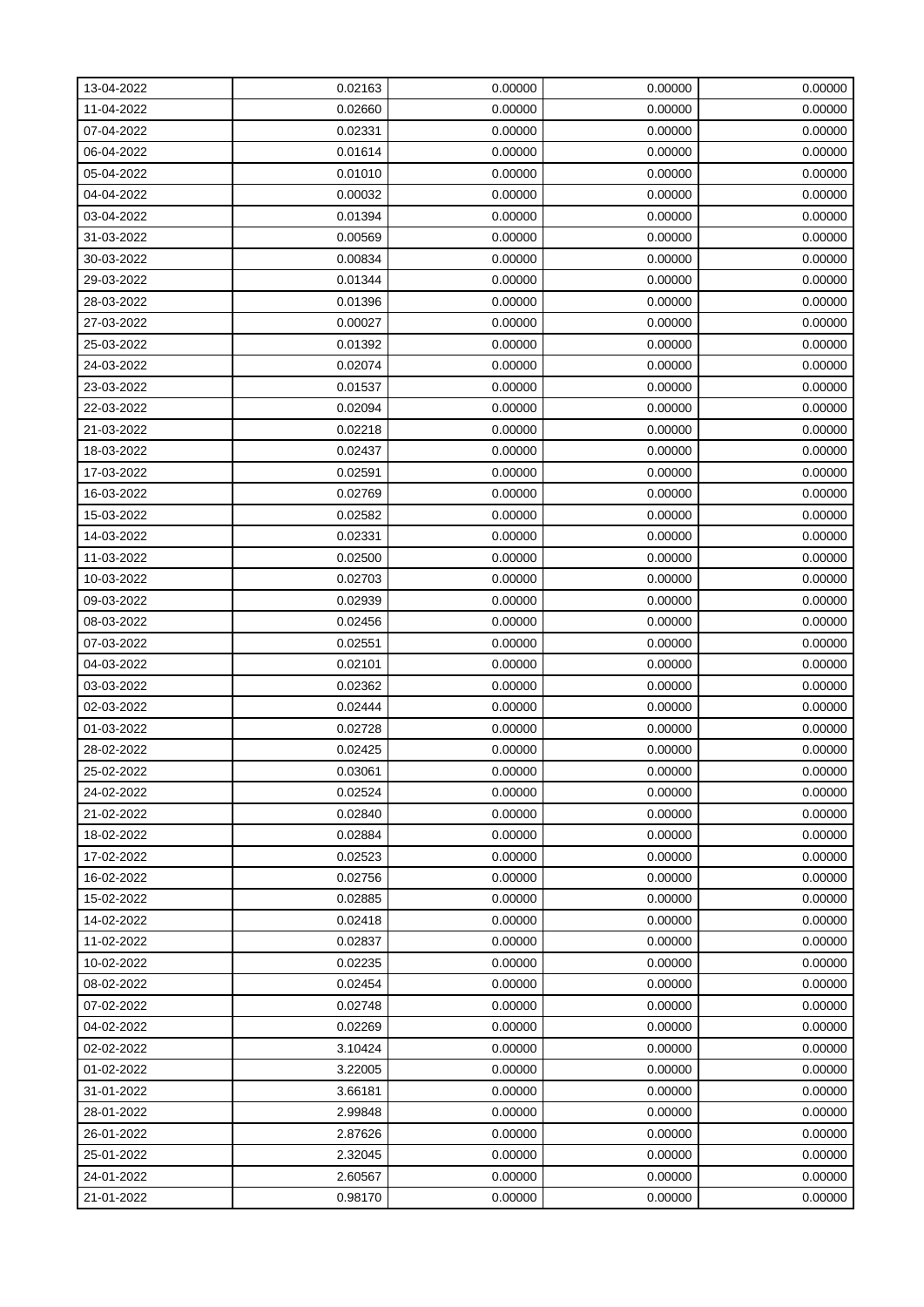| 13-04-2022 | 0.02163 | 0.00000 | 0.00000 | 0.00000 |
|---|---|---|---|---|
| 11-04-2022 | 0.02660 | 0.00000 | 0.00000 | 0.00000 |
| 07-04-2022 | 0.02331 | 0.00000 | 0.00000 | 0.00000 |
| 06-04-2022 | 0.01614 | 0.00000 | 0.00000 | 0.00000 |
| 05-04-2022 | 0.01010 | 0.00000 | 0.00000 | 0.00000 |
| 04-04-2022 | 0.00032 | 0.00000 | 0.00000 | 0.00000 |
| 03-04-2022 | 0.01394 | 0.00000 | 0.00000 | 0.00000 |
| 31-03-2022 | 0.00569 | 0.00000 | 0.00000 | 0.00000 |
| 30-03-2022 | 0.00834 | 0.00000 | 0.00000 | 0.00000 |
| 29-03-2022 | 0.01344 | 0.00000 | 0.00000 | 0.00000 |
| 28-03-2022 | 0.01396 | 0.00000 | 0.00000 | 0.00000 |
| 27-03-2022 | 0.00027 | 0.00000 | 0.00000 | 0.00000 |
| 25-03-2022 | 0.01392 | 0.00000 | 0.00000 | 0.00000 |
| 24-03-2022 | 0.02074 | 0.00000 | 0.00000 | 0.00000 |
| 23-03-2022 | 0.01537 | 0.00000 | 0.00000 | 0.00000 |
| 22-03-2022 | 0.02094 | 0.00000 | 0.00000 | 0.00000 |
| 21-03-2022 | 0.02218 | 0.00000 | 0.00000 | 0.00000 |
| 18-03-2022 | 0.02437 | 0.00000 | 0.00000 | 0.00000 |
| 17-03-2022 | 0.02591 | 0.00000 | 0.00000 | 0.00000 |
| 16-03-2022 | 0.02769 | 0.00000 | 0.00000 | 0.00000 |
| 15-03-2022 | 0.02582 | 0.00000 | 0.00000 | 0.00000 |
| 14-03-2022 | 0.02331 | 0.00000 | 0.00000 | 0.00000 |
| 11-03-2022 | 0.02500 | 0.00000 | 0.00000 | 0.00000 |
| 10-03-2022 | 0.02703 | 0.00000 | 0.00000 | 0.00000 |
| 09-03-2022 | 0.02939 | 0.00000 | 0.00000 | 0.00000 |
| 08-03-2022 | 0.02456 | 0.00000 | 0.00000 | 0.00000 |
| 07-03-2022 | 0.02551 | 0.00000 | 0.00000 | 0.00000 |
| 04-03-2022 | 0.02101 | 0.00000 | 0.00000 | 0.00000 |
| 03-03-2022 | 0.02362 | 0.00000 | 0.00000 | 0.00000 |
| 02-03-2022 | 0.02444 | 0.00000 | 0.00000 | 0.00000 |
| 01-03-2022 | 0.02728 | 0.00000 | 0.00000 | 0.00000 |
| 28-02-2022 | 0.02425 | 0.00000 | 0.00000 | 0.00000 |
| 25-02-2022 | 0.03061 | 0.00000 | 0.00000 | 0.00000 |
| 24-02-2022 | 0.02524 | 0.00000 | 0.00000 | 0.00000 |
| 21-02-2022 | 0.02840 | 0.00000 | 0.00000 | 0.00000 |
| 18-02-2022 | 0.02884 | 0.00000 | 0.00000 | 0.00000 |
| 17-02-2022 | 0.02523 | 0.00000 | 0.00000 | 0.00000 |
| 16-02-2022 | 0.02756 | 0.00000 | 0.00000 | 0.00000 |
| 15-02-2022 | 0.02885 | 0.00000 | 0.00000 | 0.00000 |
| 14-02-2022 | 0.02418 | 0.00000 | 0.00000 | 0.00000 |
| 11-02-2022 | 0.02837 | 0.00000 | 0.00000 | 0.00000 |
| 10-02-2022 | 0.02235 | 0.00000 | 0.00000 | 0.00000 |
| 08-02-2022 | 0.02454 | 0.00000 | 0.00000 | 0.00000 |
| 07-02-2022 | 0.02748 | 0.00000 | 0.00000 | 0.00000 |
| 04-02-2022 | 0.02269 | 0.00000 | 0.00000 | 0.00000 |
| 02-02-2022 | 3.10424 | 0.00000 | 0.00000 | 0.00000 |
| 01-02-2022 | 3.22005 | 0.00000 | 0.00000 | 0.00000 |
| 31-01-2022 | 3.66181 | 0.00000 | 0.00000 | 0.00000 |
| 28-01-2022 | 2.99848 | 0.00000 | 0.00000 | 0.00000 |
| 26-01-2022 | 2.87626 | 0.00000 | 0.00000 | 0.00000 |
| 25-01-2022 | 2.32045 | 0.00000 | 0.00000 | 0.00000 |
| 24-01-2022 | 2.60567 | 0.00000 | 0.00000 | 0.00000 |
| 21-01-2022 | 0.98170 | 0.00000 | 0.00000 | 0.00000 |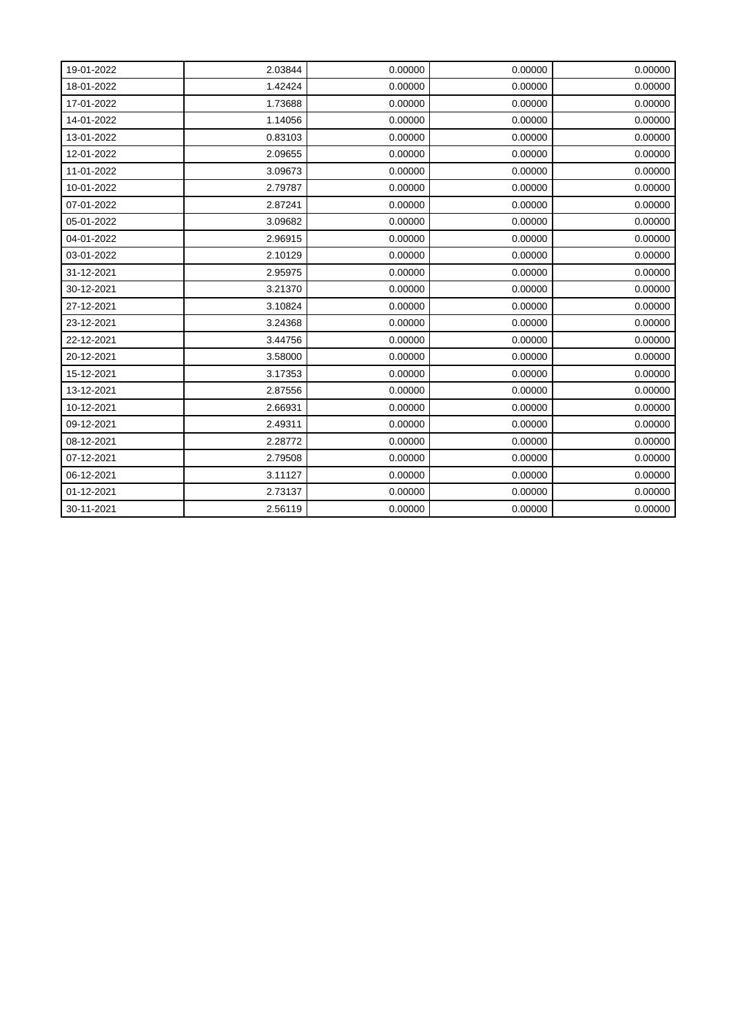| | | | | |
|---|---|---|---|---|
| 19-01-2022 | 2.03844 | 0.00000 | 0.00000 | 0.00000 |
| 18-01-2022 | 1.42424 | 0.00000 | 0.00000 | 0.00000 |
| 17-01-2022 | 1.73688 | 0.00000 | 0.00000 | 0.00000 |
| 14-01-2022 | 1.14056 | 0.00000 | 0.00000 | 0.00000 |
| 13-01-2022 | 0.83103 | 0.00000 | 0.00000 | 0.00000 |
| 12-01-2022 | 2.09655 | 0.00000 | 0.00000 | 0.00000 |
| 11-01-2022 | 3.09673 | 0.00000 | 0.00000 | 0.00000 |
| 10-01-2022 | 2.79787 | 0.00000 | 0.00000 | 0.00000 |
| 07-01-2022 | 2.87241 | 0.00000 | 0.00000 | 0.00000 |
| 05-01-2022 | 3.09682 | 0.00000 | 0.00000 | 0.00000 |
| 04-01-2022 | 2.96915 | 0.00000 | 0.00000 | 0.00000 |
| 03-01-2022 | 2.10129 | 0.00000 | 0.00000 | 0.00000 |
| 31-12-2021 | 2.95975 | 0.00000 | 0.00000 | 0.00000 |
| 30-12-2021 | 3.21370 | 0.00000 | 0.00000 | 0.00000 |
| 27-12-2021 | 3.10824 | 0.00000 | 0.00000 | 0.00000 |
| 23-12-2021 | 3.24368 | 0.00000 | 0.00000 | 0.00000 |
| 22-12-2021 | 3.44756 | 0.00000 | 0.00000 | 0.00000 |
| 20-12-2021 | 3.58000 | 0.00000 | 0.00000 | 0.00000 |
| 15-12-2021 | 3.17353 | 0.00000 | 0.00000 | 0.00000 |
| 13-12-2021 | 2.87556 | 0.00000 | 0.00000 | 0.00000 |
| 10-12-2021 | 2.66931 | 0.00000 | 0.00000 | 0.00000 |
| 09-12-2021 | 2.49311 | 0.00000 | 0.00000 | 0.00000 |
| 08-12-2021 | 2.28772 | 0.00000 | 0.00000 | 0.00000 |
| 07-12-2021 | 2.79508 | 0.00000 | 0.00000 | 0.00000 |
| 06-12-2021 | 3.11127 | 0.00000 | 0.00000 | 0.00000 |
| 01-12-2021 | 2.73137 | 0.00000 | 0.00000 | 0.00000 |
| 30-11-2021 | 2.56119 | 0.00000 | 0.00000 | 0.00000 |